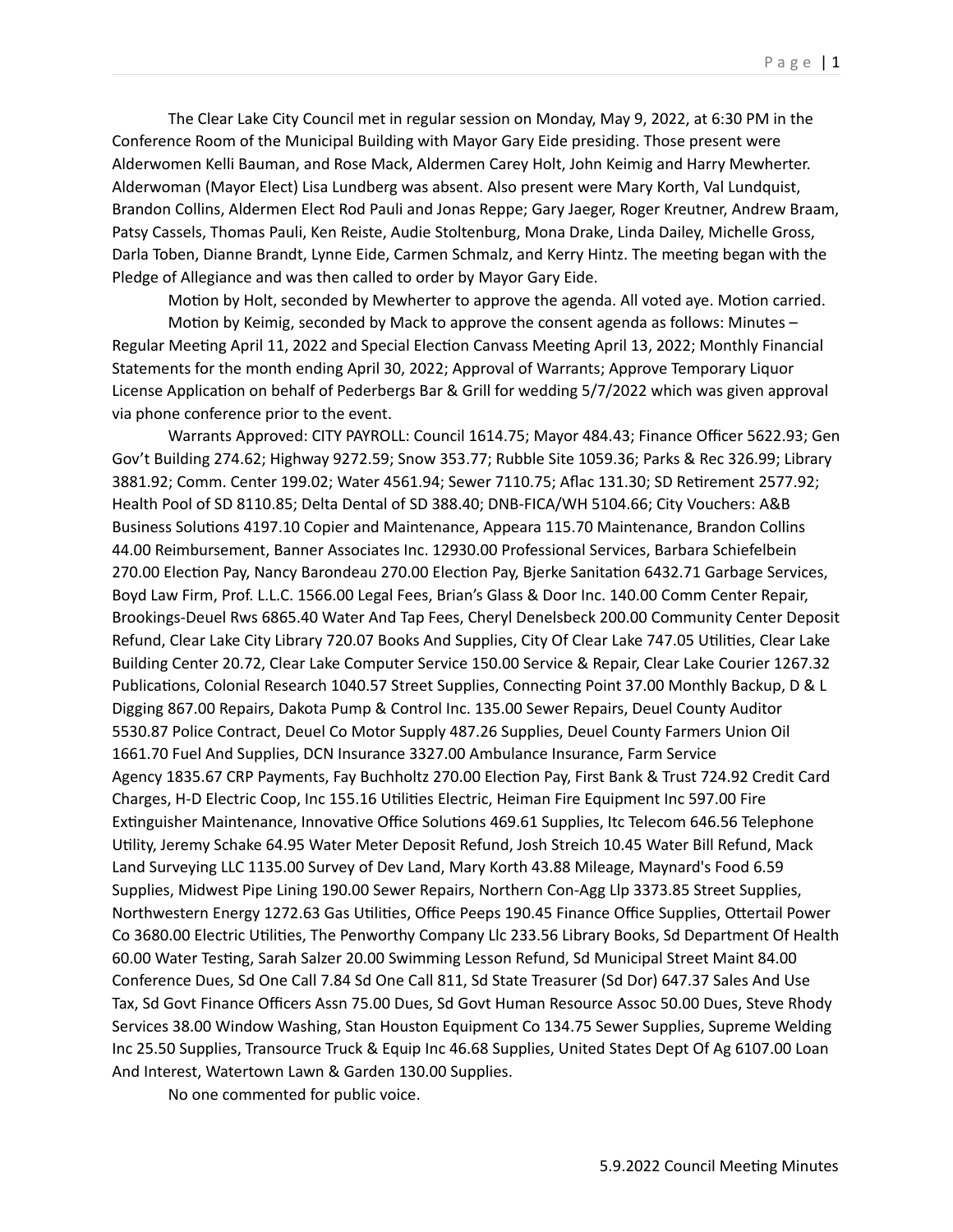The Clear Lake City Council met in regular session on Monday, May 9, 2022, at 6:30 PM in the Conference Room of the Municipal Building with Mayor Gary Eide presiding. Those present were Alderwomen Kelli Bauman, and Rose Mack, Aldermen Carey Holt, John Keimig and Harry Mewherter. Alderwoman (Mayor Elect) Lisa Lundberg was absent. Also present were Mary Korth, Val Lundquist, Brandon Collins, Aldermen Elect Rod Pauli and Jonas Reppe; Gary Jaeger, Roger Kreutner, Andrew Braam, Patsy Cassels, Thomas Pauli, Ken Reiste, Audie Stoltenburg, Mona Drake, Linda Dailey, Michelle Gross, Darla Toben, Dianne Brandt, Lynne Eide, Carmen Schmalz, and Kerry Hintz. The meeting began with the Pledge of Allegiance and was then called to order by Mayor Gary Eide.

Motion by Holt, seconded by Mewherter to approve the agenda. All voted aye. Motion carried.

Motion by Keimig, seconded by Mack to approve the consent agenda as follows: Minutes – Regular Meeting April 11, 2022 and Special Election Canvass Meeting April 13, 2022; Monthly Financial Statements for the month ending April 30, 2022; Approval of Warrants; Approve Temporary Liquor License Application on behalf of Pederbergs Bar & Grill for wedding 5/7/2022 which was given approval via phone conference prior to the event.

Warrants Approved: CITY PAYROLL: Council 1614.75; Mayor 484.43; Finance Officer 5622.93; Gen Gov't Building 274.62; Highway 9272.59; Snow 353.77; Rubble Site 1059.36; Parks & Rec 326.99; Library 3881.92; Comm. Center 199.02; Water 4561.94; Sewer 7110.75; Aflac 131.30; SD Retirement 2577.92; Health Pool of SD 8110.85; Delta Dental of SD 388.40; DNB-FICA/WH 5104.66; City Vouchers: A&B Business Solutions 4197.10 Copier and Maintenance, Appeara 115.70 Maintenance, Brandon Collins 44.00 Reimbursement, Banner Associates Inc. 12930.00 Professional Services, Barbara Schiefelbein 270.00 Election Pay, Nancy Barondeau 270.00 Election Pay, Bjerke Sanitation 6432.71 Garbage Services, Boyd Law Firm, Prof. L.L.C. 1566.00 Legal Fees, Brian's Glass & Door Inc. 140.00 Comm Center Repair, Brookings-Deuel Rws 6865.40 Water And Tap Fees, Cheryl Denelsbeck 200.00 Community Center Deposit Refund, Clear Lake City Library 720.07 Books And Supplies, City Of Clear Lake 747.05 Utilities, Clear Lake Building Center 20.72, Clear Lake Computer Service 150.00 Service & Repair, Clear Lake Courier 1267.32 Publications, Colonial Research 1040.57 Street Supplies, Connecting Point 37.00 Monthly Backup, D & L Digging 867.00 Repairs, Dakota Pump & Control Inc. 135.00 Sewer Repairs, Deuel County Auditor 5530.87 Police Contract, Deuel Co Motor Supply 487.26 Supplies, Deuel County Farmers Union Oil 1661.70 Fuel And Supplies, DCN Insurance 3327.00 Ambulance Insurance, Farm Service Agency 1835.67 CRP Payments, Fay Buchholtz 270.00 Election Pay, First Bank & Trust 724.92 Credit Card Charges, H-D Electric Coop, Inc 155.16 Utilities Electric, Heiman Fire Equipment Inc 597.00 Fire Extinguisher Maintenance, Innovative Office Solutions 469.61 Supplies, Itc Telecom 646.56 Telephone Utility, Jeremy Schake 64.95 Water Meter Deposit Refund, Josh Streich 10.45 Water Bill Refund, Mack Land Surveying LLC 1135.00 Survey of Dev Land, Mary Korth 43.88 Mileage, Maynard's Food 6.59 Supplies, Midwest Pipe Lining 190.00 Sewer Repairs, Northern Con-Agg Llp 3373.85 Street Supplies, Northwestern Energy 1272.63 Gas Utilities, Office Peeps 190.45 Finance Office Supplies, Ottertail Power Co 3680.00 Electric Utilities, The Penworthy Company Llc 233.56 Library Books, Sd Department Of Health 60.00 Water Testing, Sarah Salzer 20.00 Swimming Lesson Refund, Sd Municipal Street Maint 84.00 Conference Dues, Sd One Call 7.84 Sd One Call 811, Sd State Treasurer (Sd Dor) 647.37 Sales And Use Tax, Sd Govt Finance Officers Assn 75.00 Dues, Sd Govt Human Resource Assoc 50.00 Dues, Steve Rhody Services 38.00 Window Washing, Stan Houston Equipment Co 134.75 Sewer Supplies, Supreme Welding Inc 25.50 Supplies, Transource Truck & Equip Inc 46.68 Supplies, United States Dept Of Ag 6107.00 Loan And Interest, Watertown Lawn & Garden 130.00 Supplies.

No one commented for public voice.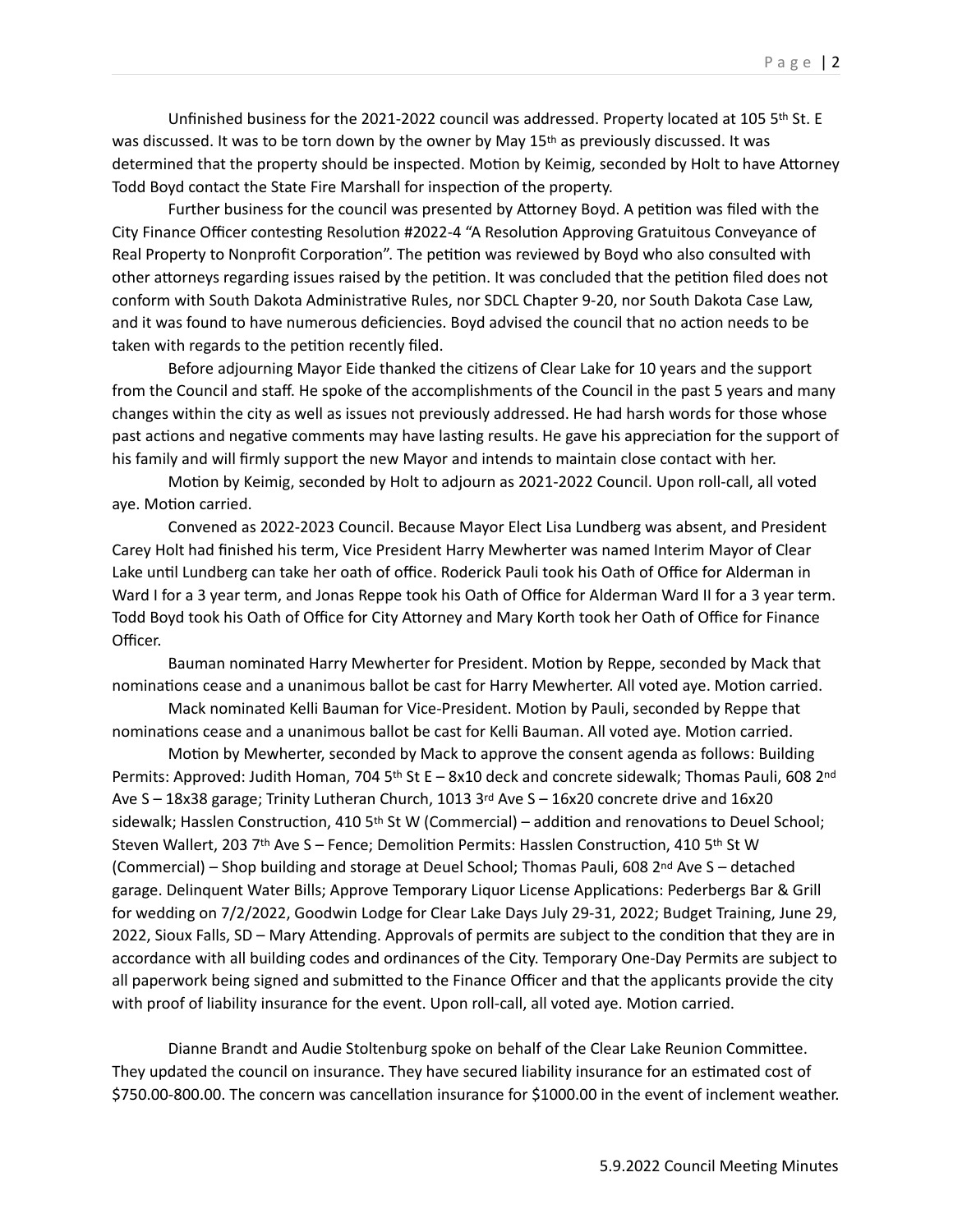Unfinished business for the 2021-2022 council was addressed. Property located at 105 5th St. E was discussed. It was to be torn down by the owner by May 15th as previously discussed. It was determined that the property should be inspected. Motion by Keimig, seconded by Holt to have Attorney Todd Boyd contact the State Fire Marshall for inspection of the property.

Further business for the council was presented by Attorney Boyd. A petition was filed with the City Finance Officer contesting Resolution #2022-4 "A Resolution Approving Gratuitous Conveyance of Real Property to Nonprofit Corporation". The petition was reviewed by Boyd who also consulted with other attorneys regarding issues raised by the petition. It was concluded that the petition filed does not conform with South Dakota Administrative Rules, nor SDCL Chapter 9-20, nor South Dakota Case Law, and it was found to have numerous deficiencies. Boyd advised the council that no action needs to be taken with regards to the petition recently filed.

Before adjourning Mayor Eide thanked the citizens of Clear Lake for 10 years and the support from the Council and staff. He spoke of the accomplishments of the Council in the past 5 years and many changes within the city as well as issues not previously addressed. He had harsh words for those whose past actions and negative comments may have lasting results. He gave his appreciation for the support of his family and will firmly support the new Mayor and intends to maintain close contact with her.

Motion by Keimig, seconded by Holt to adjourn as 2021-2022 Council. Upon roll-call, all voted aye. Motion carried.

Convened as 2022-2023 Council. Because Mayor Elect Lisa Lundberg was absent, and President Carey Holt had finished his term, Vice President Harry Mewherter was named Interim Mayor of Clear Lake until Lundberg can take her oath of office. Roderick Pauli took his Oath of Office for Alderman in Ward I for a 3 year term, and Jonas Reppe took his Oath of Office for Alderman Ward II for a 3 year term. Todd Boyd took his Oath of Office for City Attorney and Mary Korth took her Oath of Office for Finance Officer.

Bauman nominated Harry Mewherter for President. Motion by Reppe, seconded by Mack that nominations cease and a unanimous ballot be cast for Harry Mewherter. All voted aye. Motion carried.

Mack nominated Kelli Bauman for Vice-President. Motion by Pauli, seconded by Reppe that nominations cease and a unanimous ballot be cast for Kelli Bauman. All voted aye. Motion carried.

Motion by Mewherter, seconded by Mack to approve the consent agenda as follows: Building Permits: Approved: Judith Homan, 704 5th St E – 8x10 deck and concrete sidewalk; Thomas Pauli, 608 2nd Ave S – 18x38 garage; Trinity Lutheran Church, 1013 3rd Ave S – 16x20 concrete drive and 16x20 sidewalk; Hasslen Construction, 410 5th St W (Commercial) – addition and renovations to Deuel School; Steven Wallert, 203 7th Ave S – Fence; Demolition Permits: Hasslen Construction, 410 5th St W (Commercial) – Shop building and storage at Deuel School; Thomas Pauli, 608 2nd Ave S – detached garage. Delinquent Water Bills; Approve Temporary Liquor License Applications: Pederbergs Bar & Grill for wedding on 7/2/2022, Goodwin Lodge for Clear Lake Days July 29-31, 2022; Budget Training, June 29, 2022, Sioux Falls, SD – Mary Attending. Approvals of permits are subject to the condition that they are in accordance with all building codes and ordinances of the City. Temporary One-Day Permits are subject to all paperwork being signed and submitted to the Finance Officer and that the applicants provide the city with proof of liability insurance for the event. Upon roll-call, all voted aye. Motion carried.

Dianne Brandt and Audie Stoltenburg spoke on behalf of the Clear Lake Reunion Committee. They updated the council on insurance. They have secured liability insurance for an estimated cost of $750.00-800.00. The concern was cancellation insurance for $1000.00 in the event of inclement weather.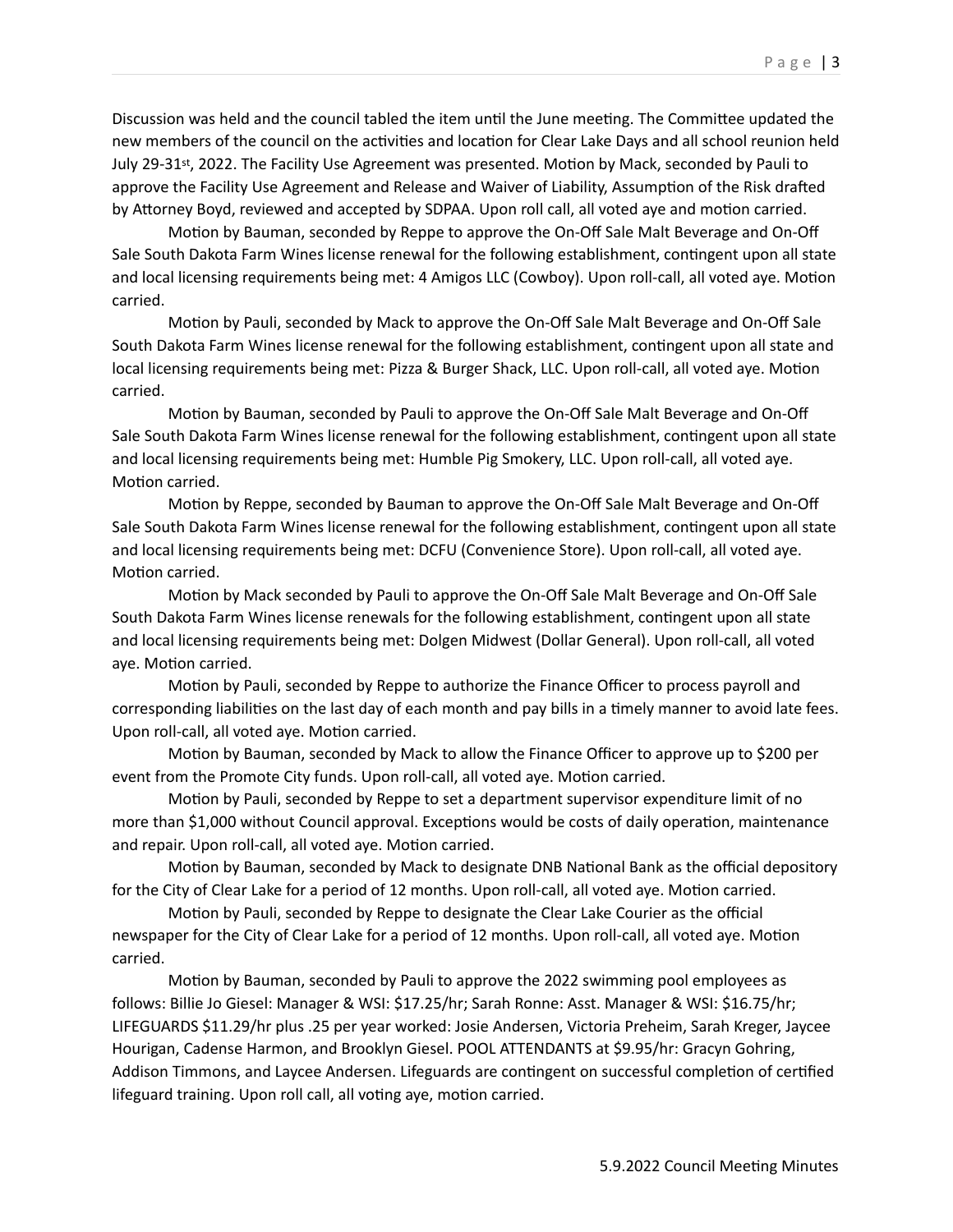Discussion was held and the council tabled the item until the June meeting. The Committee updated the new members of the council on the activities and location for Clear Lake Days and all school reunion held July 29-31st, 2022. The Facility Use Agreement was presented. Motion by Mack, seconded by Pauli to approve the Facility Use Agreement and Release and Waiver of Liability, Assumption of the Risk drafted by Attorney Boyd, reviewed and accepted by SDPAA. Upon roll call, all voted aye and motion carried.

Motion by Bauman, seconded by Reppe to approve the On-Off Sale Malt Beverage and On-Off Sale South Dakota Farm Wines license renewal for the following establishment, contingent upon all state and local licensing requirements being met: 4 Amigos LLC (Cowboy). Upon roll-call, all voted aye. Motion carried.

Motion by Pauli, seconded by Mack to approve the On-Off Sale Malt Beverage and On-Off Sale South Dakota Farm Wines license renewal for the following establishment, contingent upon all state and local licensing requirements being met: Pizza & Burger Shack, LLC. Upon roll-call, all voted aye. Motion carried.

Motion by Bauman, seconded by Pauli to approve the On-Off Sale Malt Beverage and On-Off Sale South Dakota Farm Wines license renewal for the following establishment, contingent upon all state and local licensing requirements being met: Humble Pig Smokery, LLC. Upon roll-call, all voted aye. Motion carried.

Motion by Reppe, seconded by Bauman to approve the On-Off Sale Malt Beverage and On-Off Sale South Dakota Farm Wines license renewal for the following establishment, contingent upon all state and local licensing requirements being met: DCFU (Convenience Store). Upon roll-call, all voted aye. Motion carried.

Motion by Mack seconded by Pauli to approve the On-Off Sale Malt Beverage and On-Off Sale South Dakota Farm Wines license renewals for the following establishment, contingent upon all state and local licensing requirements being met: Dolgen Midwest (Dollar General). Upon roll-call, all voted aye. Motion carried.

Motion by Pauli, seconded by Reppe to authorize the Finance Officer to process payroll and corresponding liabilities on the last day of each month and pay bills in a timely manner to avoid late fees. Upon roll-call, all voted aye. Motion carried.

Motion by Bauman, seconded by Mack to allow the Finance Officer to approve up to $200 per event from the Promote City funds. Upon roll-call, all voted aye. Motion carried.

Motion by Pauli, seconded by Reppe to set a department supervisor expenditure limit of no more than $1,000 without Council approval. Exceptions would be costs of daily operation, maintenance and repair. Upon roll-call, all voted aye. Motion carried.

Motion by Bauman, seconded by Mack to designate DNB National Bank as the official depository for the City of Clear Lake for a period of 12 months. Upon roll-call, all voted aye. Motion carried.

Motion by Pauli, seconded by Reppe to designate the Clear Lake Courier as the official newspaper for the City of Clear Lake for a period of 12 months. Upon roll-call, all voted aye. Motion carried.

Motion by Bauman, seconded by Pauli to approve the 2022 swimming pool employees as follows: Billie Jo Giesel: Manager & WSI: $17.25/hr; Sarah Ronne: Asst. Manager & WSI: $16.75/hr; LIFEGUARDS $11.29/hr plus .25 per year worked: Josie Andersen, Victoria Preheim, Sarah Kreger, Jaycee Hourigan, Cadense Harmon, and Brooklyn Giesel. POOL ATTENDANTS at $9.95/hr: Gracyn Gohring, Addison Timmons, and Laycee Andersen. Lifeguards are contingent on successful completion of certified lifeguard training. Upon roll call, all voting aye, motion carried.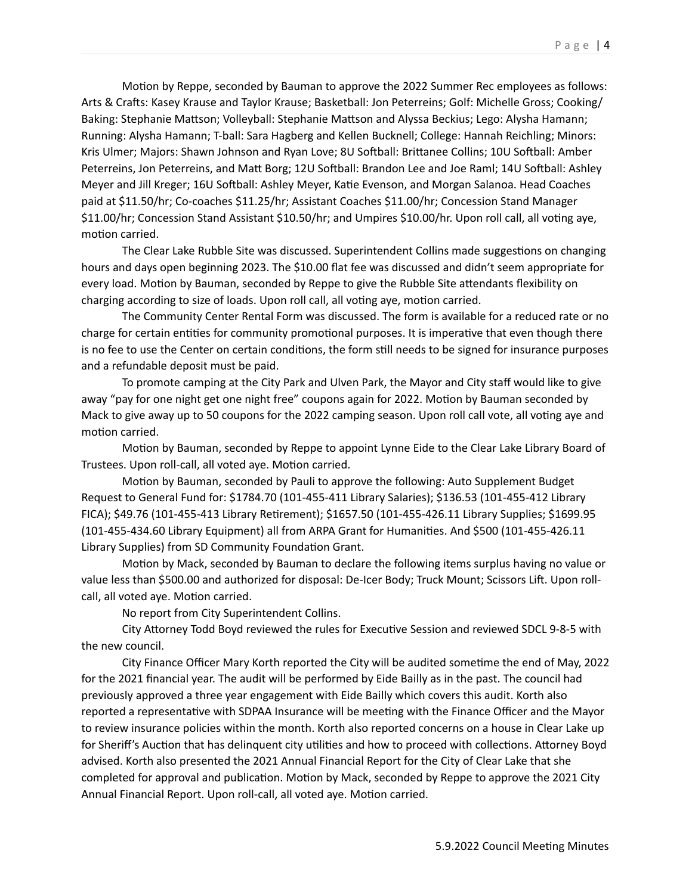Motion by Reppe, seconded by Bauman to approve the 2022 Summer Rec employees as follows: Arts & Crafts: Kasey Krause and Taylor Krause; Basketball: Jon Peterreins; Golf: Michelle Gross; Cooking/ Baking: Stephanie Mattson; Volleyball: Stephanie Mattson and Alyssa Beckius; Lego: Alysha Hamann; Running: Alysha Hamann; T-ball: Sara Hagberg and Kellen Bucknell; College: Hannah Reichling; Minors: Kris Ulmer; Majors: Shawn Johnson and Ryan Love; 8U Softball: Brittanee Collins; 10U Softball: Amber Peterreins, Jon Peterreins, and Matt Borg; 12U Softball: Brandon Lee and Joe Raml; 14U Softball: Ashley Meyer and Jill Kreger; 16U Softball: Ashley Meyer, Katie Evenson, and Morgan Salanoa. Head Coaches paid at $11.50/hr; Co-coaches $11.25/hr; Assistant Coaches $11.00/hr; Concession Stand Manager $11.00/hr; Concession Stand Assistant $10.50/hr; and Umpires $10.00/hr. Upon roll call, all voting aye, motion carried.

The Clear Lake Rubble Site was discussed. Superintendent Collins made suggestions on changing hours and days open beginning 2023. The $10.00 flat fee was discussed and didn't seem appropriate for every load. Motion by Bauman, seconded by Reppe to give the Rubble Site attendants flexibility on charging according to size of loads. Upon roll call, all voting aye, motion carried.

The Community Center Rental Form was discussed. The form is available for a reduced rate or no charge for certain entities for community promotional purposes. It is imperative that even though there is no fee to use the Center on certain conditions, the form still needs to be signed for insurance purposes and a refundable deposit must be paid.

To promote camping at the City Park and Ulven Park, the Mayor and City staff would like to give away "pay for one night get one night free" coupons again for 2022. Motion by Bauman seconded by Mack to give away up to 50 coupons for the 2022 camping season. Upon roll call vote, all voting aye and motion carried.

Motion by Bauman, seconded by Reppe to appoint Lynne Eide to the Clear Lake Library Board of Trustees. Upon roll-call, all voted aye. Motion carried.

Motion by Bauman, seconded by Pauli to approve the following: Auto Supplement Budget Request to General Fund for: $1784.70 (101-455-411 Library Salaries); $136.53 (101-455-412 Library FICA); $49.76 (101-455-413 Library Retirement); $1657.50 (101-455-426.11 Library Supplies; $1699.95 (101-455-434.60 Library Equipment) all from ARPA Grant for Humanities. And $500 (101-455-426.11 Library Supplies) from SD Community Foundation Grant.

Motion by Mack, seconded by Bauman to declare the following items surplus having no value or value less than $500.00 and authorized for disposal: De-Icer Body; Truck Mount; Scissors Lift. Upon roll-call, all voted aye. Motion carried.

No report from City Superintendent Collins.

City Attorney Todd Boyd reviewed the rules for Executive Session and reviewed SDCL 9-8-5 with the new council.

City Finance Officer Mary Korth reported the City will be audited sometime the end of May, 2022 for the 2021 financial year. The audit will be performed by Eide Bailly as in the past. The council had previously approved a three year engagement with Eide Bailly which covers this audit. Korth also reported a representative with SDPAA Insurance will be meeting with the Finance Officer and the Mayor to review insurance policies within the month. Korth also reported concerns on a house in Clear Lake up for Sheriff's Auction that has delinquent city utilities and how to proceed with collections. Attorney Boyd advised. Korth also presented the 2021 Annual Financial Report for the City of Clear Lake that she completed for approval and publication. Motion by Mack, seconded by Reppe to approve the 2021 City Annual Financial Report. Upon roll-call, all voted aye. Motion carried.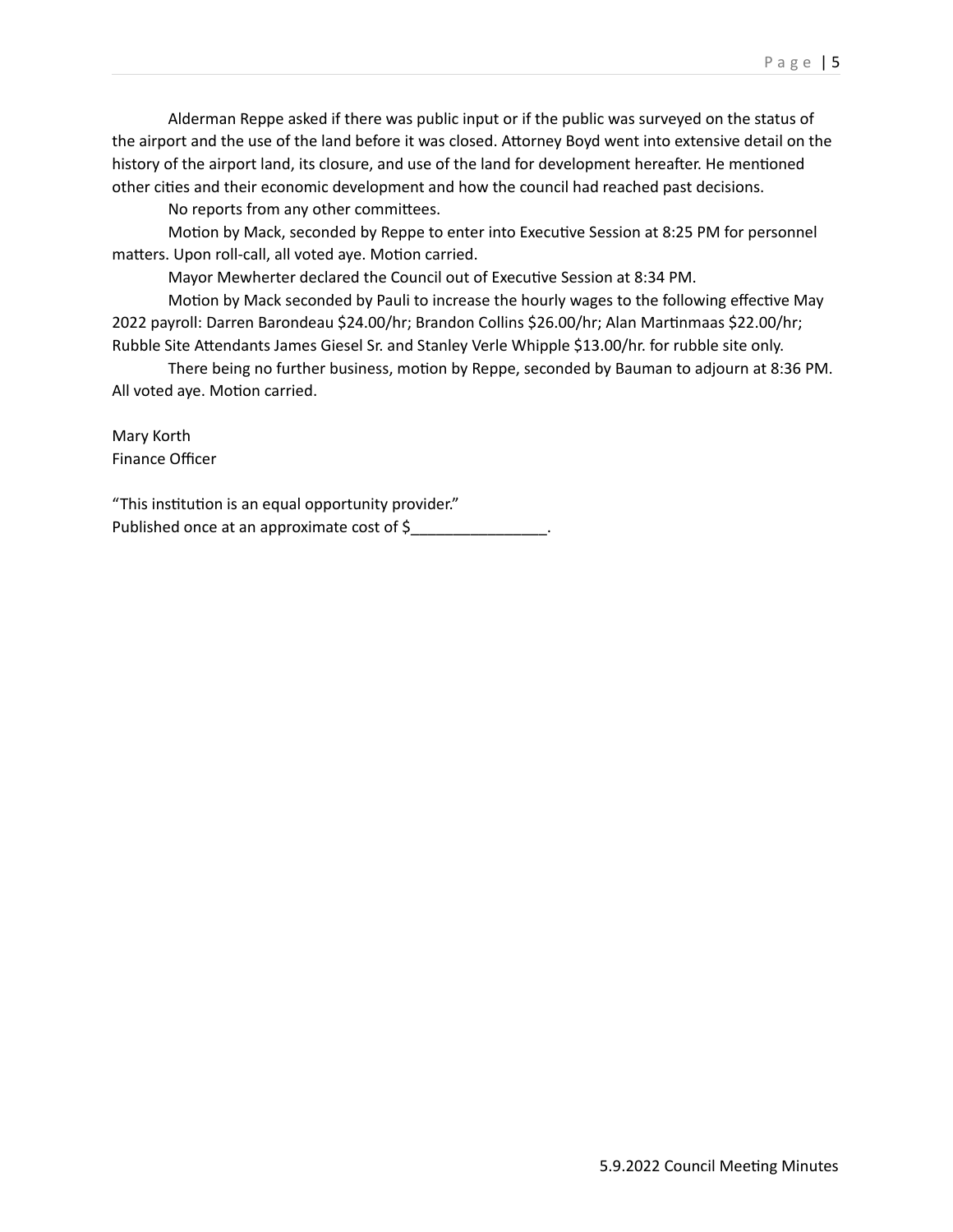Alderman Reppe asked if there was public input or if the public was surveyed on the status of the airport and the use of the land before it was closed. Attorney Boyd went into extensive detail on the history of the airport land, its closure, and use of the land for development hereafter. He mentioned other cities and their economic development and how the council had reached past decisions.

No reports from any other committees.

Motion by Mack, seconded by Reppe to enter into Executive Session at 8:25 PM for personnel matters. Upon roll-call, all voted aye. Motion carried.

Mayor Mewherter declared the Council out of Executive Session at 8:34 PM.

Motion by Mack seconded by Pauli to increase the hourly wages to the following effective May 2022 payroll: Darren Barondeau $24.00/hr; Brandon Collins $26.00/hr; Alan Martinmaas $22.00/hr; Rubble Site Attendants James Giesel Sr. and Stanley Verle Whipple $13.00/hr. for rubble site only.

There being no further business, motion by Reppe, seconded by Bauman to adjourn at 8:36 PM. All voted aye. Motion carried.

Mary Korth
Finance Officer

"This institution is an equal opportunity provider."
Published once at an approximate cost of $________________.